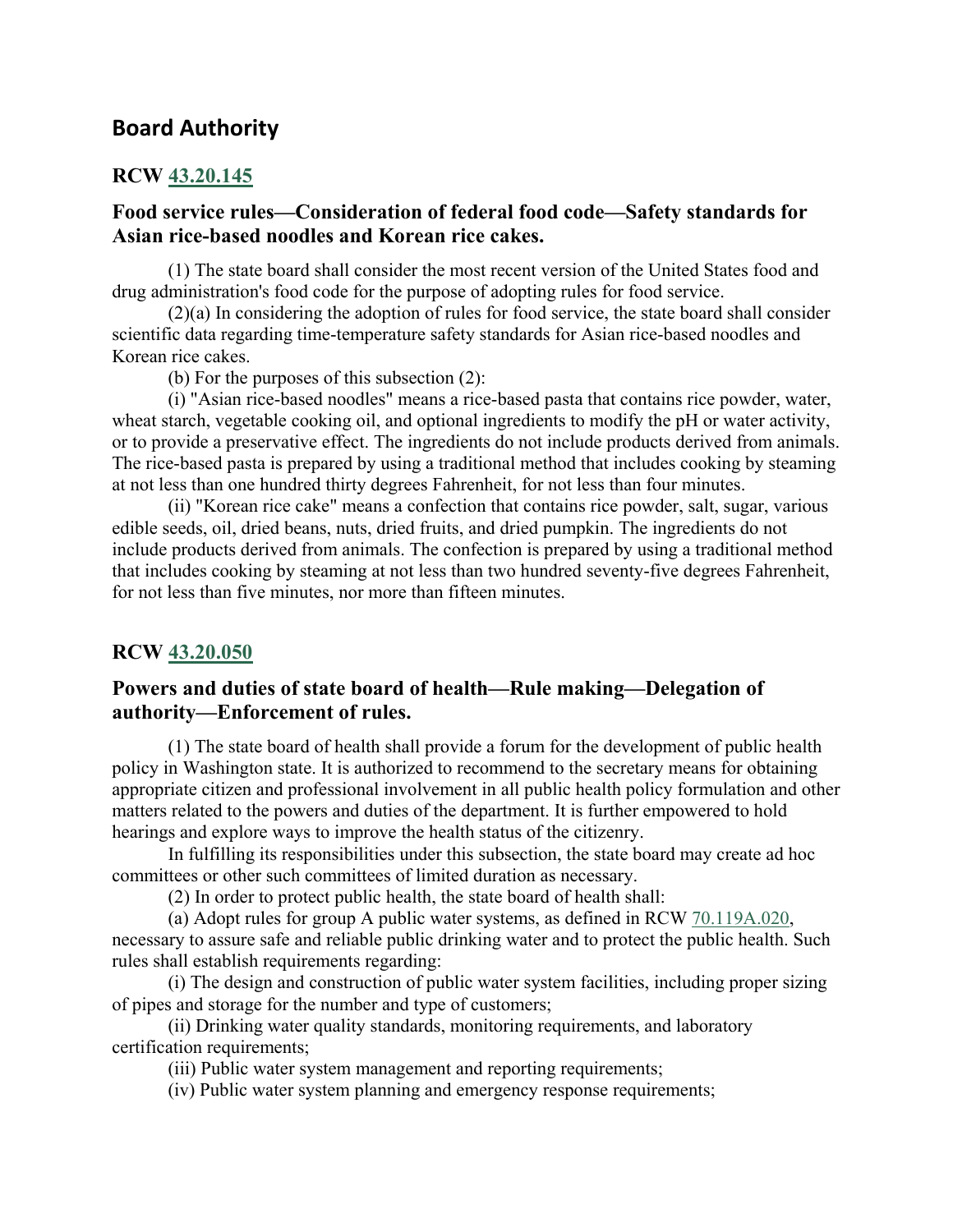## Board Authority

### RCW 43.20.145

### Food service rules—Consideration of federal food code—Safety standards for Asian rice-based noodles and Korean rice cakes.

(1) The state board shall consider the most recent version of the United States food and drug administration's food code for the purpose of adopting rules for food service.

(2)(a) In considering the adoption of rules for food service, the state board shall consider scientific data regarding time-temperature safety standards for Asian rice-based noodles and Korean rice cakes.

(b) For the purposes of this subsection (2):

(i) "Asian rice-based noodles" means a rice-based pasta that contains rice powder, water, wheat starch, vegetable cooking oil, and optional ingredients to modify the pH or water activity, or to provide a preservative effect. The ingredients do not include products derived from animals. The rice-based pasta is prepared by using a traditional method that includes cooking by steaming at not less than one hundred thirty degrees Fahrenheit, for not less than four minutes.

(ii) "Korean rice cake" means a confection that contains rice powder, salt, sugar, various edible seeds, oil, dried beans, nuts, dried fruits, and dried pumpkin. The ingredients do not include products derived from animals. The confection is prepared by using a traditional method that includes cooking by steaming at not less than two hundred seventy-five degrees Fahrenheit, for not less than five minutes, nor more than fifteen minutes.

### RCW 43.20.050

### Powers and duties of state board of health—Rule making—Delegation of authority—Enforcement of rules.

(1) The state board of health shall provide a forum for the development of public health policy in Washington state. It is authorized to recommend to the secretary means for obtaining appropriate citizen and professional involvement in all public health policy formulation and other matters related to the powers and duties of the department. It is further empowered to hold hearings and explore ways to improve the health status of the citizenry.

In fulfilling its responsibilities under this subsection, the state board may create ad hoc committees or other such committees of limited duration as necessary.

(2) In order to protect public health, the state board of health shall:

(a) Adopt rules for group A public water systems, as defined in RCW 70.119A.020, necessary to assure safe and reliable public drinking water and to protect the public health. Such rules shall establish requirements regarding:

(i) The design and construction of public water system facilities, including proper sizing of pipes and storage for the number and type of customers;

(ii) Drinking water quality standards, monitoring requirements, and laboratory certification requirements;

(iii) Public water system management and reporting requirements;

(iv) Public water system planning and emergency response requirements;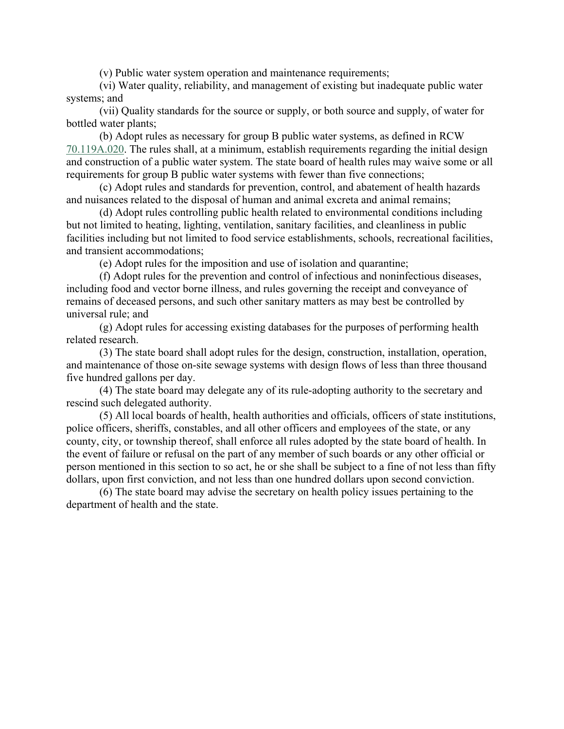(v) Public water system operation and maintenance requirements;

(vi) Water quality, reliability, and management of existing but inadequate public water systems; and

(vii) Quality standards for the source or supply, or both source and supply, of water for bottled water plants;

(b) Adopt rules as necessary for group B public water systems, as defined in RCW 70.119A.020. The rules shall, at a minimum, establish requirements regarding the initial design and construction of a public water system. The state board of health rules may waive some or all requirements for group B public water systems with fewer than five connections;

(c) Adopt rules and standards for prevention, control, and abatement of health hazards and nuisances related to the disposal of human and animal excreta and animal remains;

(d) Adopt rules controlling public health related to environmental conditions including but not limited to heating, lighting, ventilation, sanitary facilities, and cleanliness in public facilities including but not limited to food service establishments, schools, recreational facilities, and transient accommodations;

(e) Adopt rules for the imposition and use of isolation and quarantine;

(f) Adopt rules for the prevention and control of infectious and noninfectious diseases, including food and vector borne illness, and rules governing the receipt and conveyance of remains of deceased persons, and such other sanitary matters as may best be controlled by universal rule; and

(g) Adopt rules for accessing existing databases for the purposes of performing health related research.

(3) The state board shall adopt rules for the design, construction, installation, operation, and maintenance of those on-site sewage systems with design flows of less than three thousand five hundred gallons per day.

(4) The state board may delegate any of its rule-adopting authority to the secretary and rescind such delegated authority.

(5) All local boards of health, health authorities and officials, officers of state institutions, police officers, sheriffs, constables, and all other officers and employees of the state, or any county, city, or township thereof, shall enforce all rules adopted by the state board of health. In the event of failure or refusal on the part of any member of such boards or any other official or person mentioned in this section to so act, he or she shall be subject to a fine of not less than fifty dollars, upon first conviction, and not less than one hundred dollars upon second conviction.

(6) The state board may advise the secretary on health policy issues pertaining to the department of health and the state.